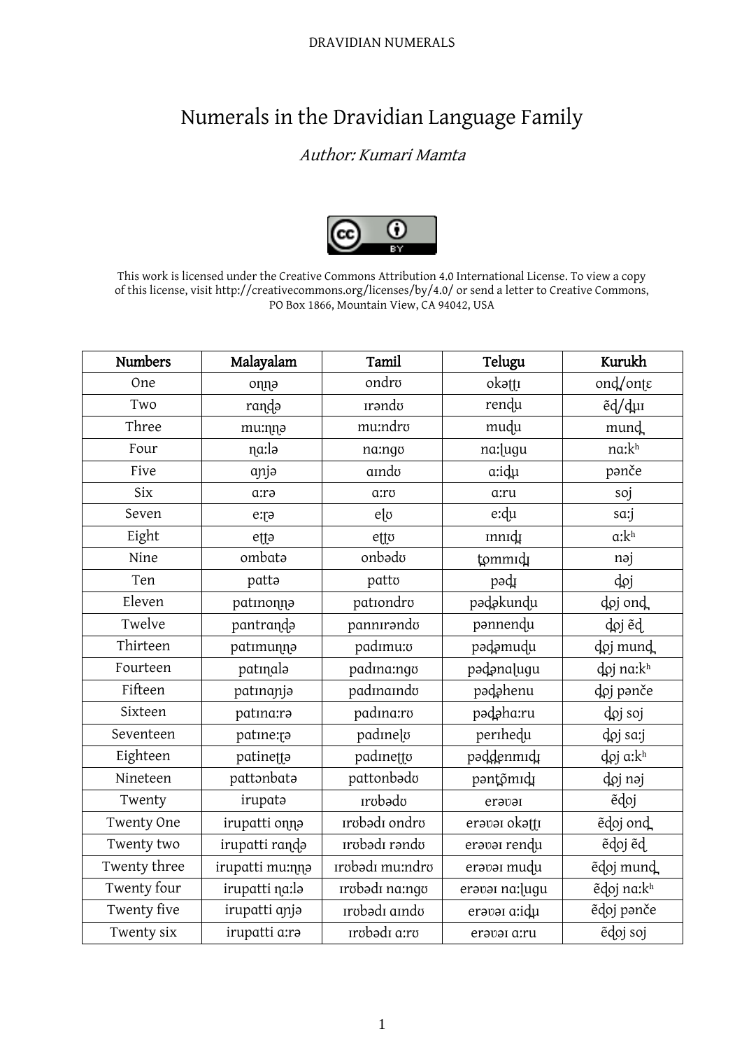# Numerals in the Dravidian Language Family

*Author: Kumari Mamta*

This work is licensed under the Creative Commons Attribution 4.0 International License. To view a copy of this license, visit http://creativecommons.org/licenses/by/4.0/ or send a letter to Creative Commons, PO Box 1866, Mountain View, CA 94042, USA

| Numbers | Malayalam | Tamil | Telugu | Kurukh |
|---|---|---|---|---|
| One | oṇṇə | ondrʊ | okəʈʈɪ | onḓ/onʈɛ |
| Two | raṇḓə | ɪrəndʊ | renḓu | ẽḓ/ḓɹɪ |
| Three | mu:ṇṇə | mu:ndrʊ | muḓu | munḓ |
| Four | ṇa:lə | na:ngʊ | na:ḽugu | na:kʰ |
| Five | aɲjə | aɪndʊ | a:iḓɹ | pənče |
| Six | a:rə | a:rʊ | a:ru | soj |
| Seven | e:ʈə | eḽʊ | e:ḓu | sa:j |
| Eight | eʈʈə | eʈʈʊ | ɪnnɪḓɹ | a:kʰ |
| Nine | ombatə | onbədʊ | ʈommɪḓɹ | nəj |
| Ten | pattə | pattʊ | pəḓɹ | ḓoj |
| Eleven | patɪnoṇṇə | patɪondrʊ | pəḓəkunḓu | ḓoj onḓ |
| Twelve | pantraṇḓə | pannɪrəndʊ | pənnenḓu | ḓoj ẽḓ |
| Thirteen | patɪmuṇṇə | padɪmu:ʊ | pəḓəmuḓu | ḓoj munḓ |
| Fourteen | patɪṇalə | padɪna:ngʊ | pəḓənaḽugu | ḓoj na:kʰ |
| Fifteen | patɪnaɲjə | padɪnaɪndʊ | pəḓəhenu | ḓoj pənče |
| Sixteen | patɪna:rə | padɪna:rʊ | pəḓəha:ru | ḓoj soj |
| Seventeen | patɪne:ʈə | padɪneḽʊ | perɪheḓu | ḓoj sa:j |
| Eighteen | patineʈʈə | padɪneʈʈʊ | pəḓḓenmɪḓɹ | ḓoj a:kʰ |
| Nineteen | pattənbatə | pattonbədʊ | pənʈõmɪḓɹ | ḓoj nəj |
| Twenty | irupatə | ɪrʊbədʊ | erəʊəɪ | ẽḓoj |
| Twenty One | irupatti oṇṇə | ɪrʊbədɪ ondrʊ | erəʊəɪ okəʈʈɪ | ẽḓoj onḓ |
| Twenty two | irupatti raṇḓə | ɪrʊbədɪ rəndʊ | erəʊəɪ renḓu | ẽḓoj ẽḓ |
| Twenty three | irupatti mu:ṇṇə | ɪrʊbədɪ mu:ndrʊ | erəʊəɪ muḓu | ẽḓoj munḓ |
| Twenty four | irupatti ṇa:lə | ɪrʊbədɪ na:ngʊ | erəʊəɪ na:ḽugu | ẽḓoj na:kʰ |
| Twenty five | irupatti aɲjə | ɪrʊbədɪ aɪndʊ | erəʊəɪ a:iḓɹ | ẽḓoj pənče |
| Twenty six | irupatti a:rə | ɪrʊbədɪ a:rʊ | erəʊəɪ a:ru | ẽḓoj soj |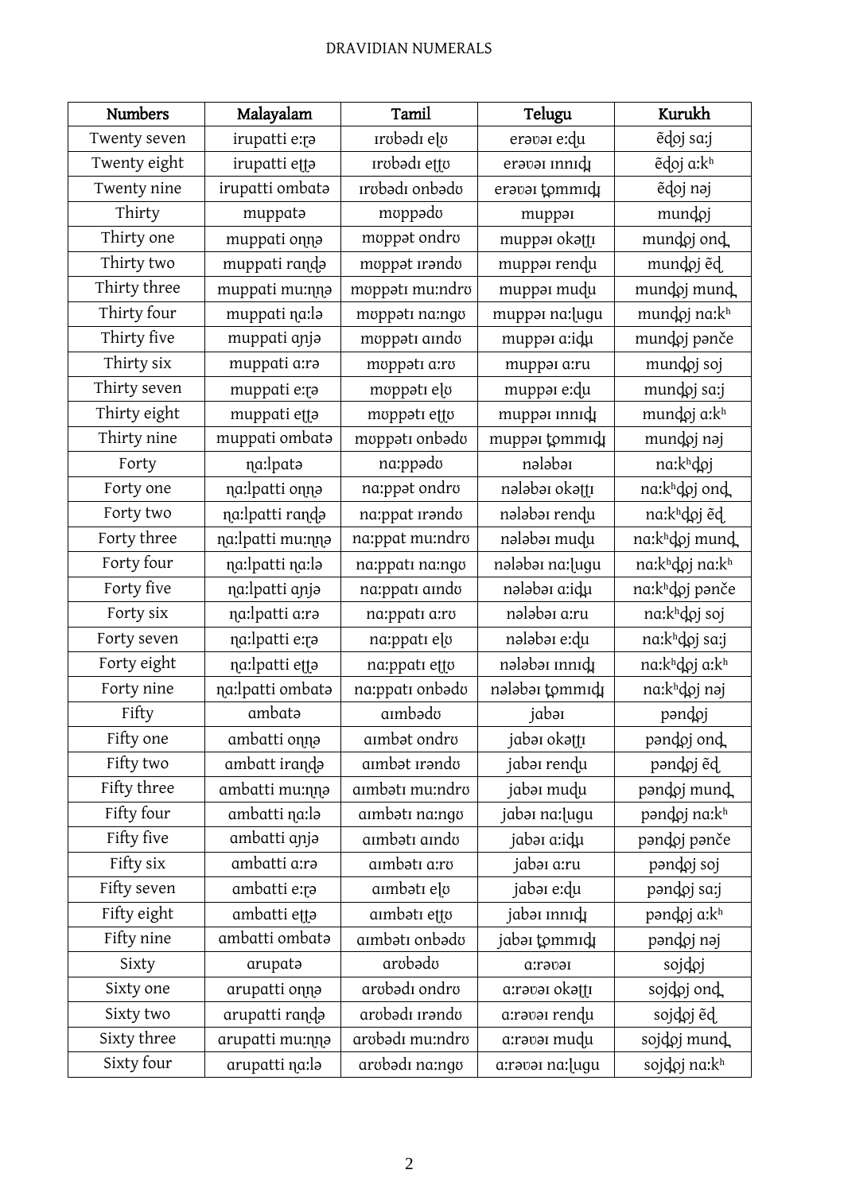| Numbers | Malayalam | Tamil | Telugu | Kurukh |
|---|---|---|---|---|
| Twenty seven | irupatti e:ʈə | ɪrʊbədɪ eɭʊ | erəʋəɪ e:ɖu | ẽɖoj sa:j |
| Twenty eight | irupatti eʈʈə | ɪrʊbədɪ eʈʈʊ | erəʋəɪ ɪnnɪɖɪ | ẽɖoj a:kʰ |
| Twenty nine | irupatti ombatə | ɪrʊbədɪ onbədʊ | erəʋəɪ t̪ommɪɖɪ | ẽɖoj nəj |
| Thirty | muppatə | mʊppədʊ | muppəɪ | munɖoj |
| Thirty one | muppati oɳɳə | mʊppət ondrʊ | muppəɪ okəʈʈɪ | munɖoj onɖ |
| Thirty two | muppati ranɖə | mʊppət ɪrəndʊ | muppəɪ renɖu | munɖoj ẽɖ |
| Thirty three | muppati mu:ɳɳə | mʊppətɪ mu:ndrʊ | muppəɪ muɖu | munɖoj munɖ |
| Thirty four | muppati ɳa:lə | mʊppətɪ na:ngʊ | muppəɪ na:ɭugu | munɖoj na:kʰ |
| Thirty five | muppati aɲjə | mʊppətɪ aɪndʊ | muppəɪ a:iɖu | munɖoj pənče |
| Thirty six | muppati a:rə | mʊppətɪ a:rʊ | muppəɪ a:ru | munɖoj soj |
| Thirty seven | muppati e:ʈə | mʊppətɪ eɭʊ | muppəɪ e:ɖu | munɖoj sa:j |
| Thirty eight | muppati eʈʈə | mʊppətɪ eʈʈʊ | muppəɪ ɪnnɪɖɪ | munɖoj a:kʰ |
| Thirty nine | muppati ombatə | mʊppətɪ onbədʊ | muppəɪ t̪ommɪɖɪ | munɖoj nəj |
| Forty | ɳa:lpatə | na:ppədʊ | nələbəɪ | na:kʰɖoj |
| Forty one | ɳa:lpatti oɳɳə | na:ppət ondrʊ | nələbəɪ okəʈʈɪ | na:kʰɖoj onɖ |
| Forty two | ɳa:lpatti ranɖə | na:ppat ɪrəndʊ | nələbəɪ renɖu | na:kʰɖoj ẽɖ |
| Forty three | ɳa:lpatti mu:ɳɳə | na:ppat mu:ndrʊ | nələbəɪ muɖu | na:kʰɖoj munɖ |
| Forty four | ɳa:lpatti ɳa:lə | na:ppatɪ na:ngʊ | nələbəɪ na:ɭugu | na:kʰɖoj na:kʰ |
| Forty five | ɳa:lpatti aɲjə | na:ppatɪ aɪndʊ | nələbəɪ a:iɖu | na:kʰɖoj pənče |
| Forty six | ɳa:lpatti a:rə | na:ppatɪ a:rʊ | nələbəɪ a:ru | na:kʰɖoj soj |
| Forty seven | ɳa:lpatti e:ʈə | na:ppatɪ eɭʊ | nələbəɪ e:ɖu | na:kʰɖoj sa:j |
| Forty eight | ɳa:lpatti eʈʈə | na:ppatɪ eʈʈʊ | nələbəɪ ɪnnɪɖɪ | na:kʰɖoj a:kʰ |
| Forty nine | ɳa:lpatti ombatə | na:ppatɪ onbədʊ | nələbəɪ t̪ommɪɖɪ | na:kʰɖoj nəj |
| Fifty | ambatə | aɪmbədʊ | jabəɪ | pənɖoj |
| Fifty one | ambatti oɳɳə | aɪmbət ondrʊ | jabəɪ okəʈʈɪ | pənɖoj onɖ |
| Fifty two | ambatt iranɖə | aɪmbət ɪrəndʊ | jabəɪ renɖu | pənɖoj ẽɖ |
| Fifty three | ambatti mu:ɳɳə | aɪmbətɪ mu:ndrʊ | jabəɪ muɖu | pənɖoj munɖ |
| Fifty four | ambatti ɳa:lə | aɪmbətɪ na:ngʊ | jabəɪ na:ɭugu | pənɖoj na:kʰ |
| Fifty five | ambatti aɲjə | aɪmbətɪ aɪndʊ | jabəɪ a:iɖu | pənɖoj pənče |
| Fifty six | ambatti a:rə | aɪmbətɪ a:rʊ | jabəɪ a:ru | pənɖoj soj |
| Fifty seven | ambatti e:ʈə | aɪmbətɪ eɭʊ | jabəɪ e:ɖu | pənɖoj sa:j |
| Fifty eight | ambatti eʈʈə | aɪmbətɪ eʈʈʊ | jabəɪ ɪnnɪɖɪ | pənɖoj a:kʰ |
| Fifty nine | ambatti ombatə | aɪmbətɪ onbədʊ | jabəɪ t̪ommɪɖɪ | pənɖoj nəj |
| Sixty | arupatə | arʊbədʊ | a:rəʋəɪ | sojɖoj |
| Sixty one | arupatti oɳɳə | arʊbədɪ ondrʊ | a:rəʋəɪ okəʈʈɪ | sojɖoj onɖ |
| Sixty two | arupatti ranɖə | arʊbədɪ ɪrəndʊ | a:rəʋəɪ renɖu | sojɖoj ẽɖ |
| Sixty three | arupatti mu:ɳɳə | arʊbədɪ mu:ndrʊ | a:rəʋəɪ muɖu | sojɖoj munɖ |
| Sixty four | arupatti ɳa:lə | arʊbədɪ na:ngʊ | a:rəʋəɪ na:ɭugu | sojɖoj na:kʰ |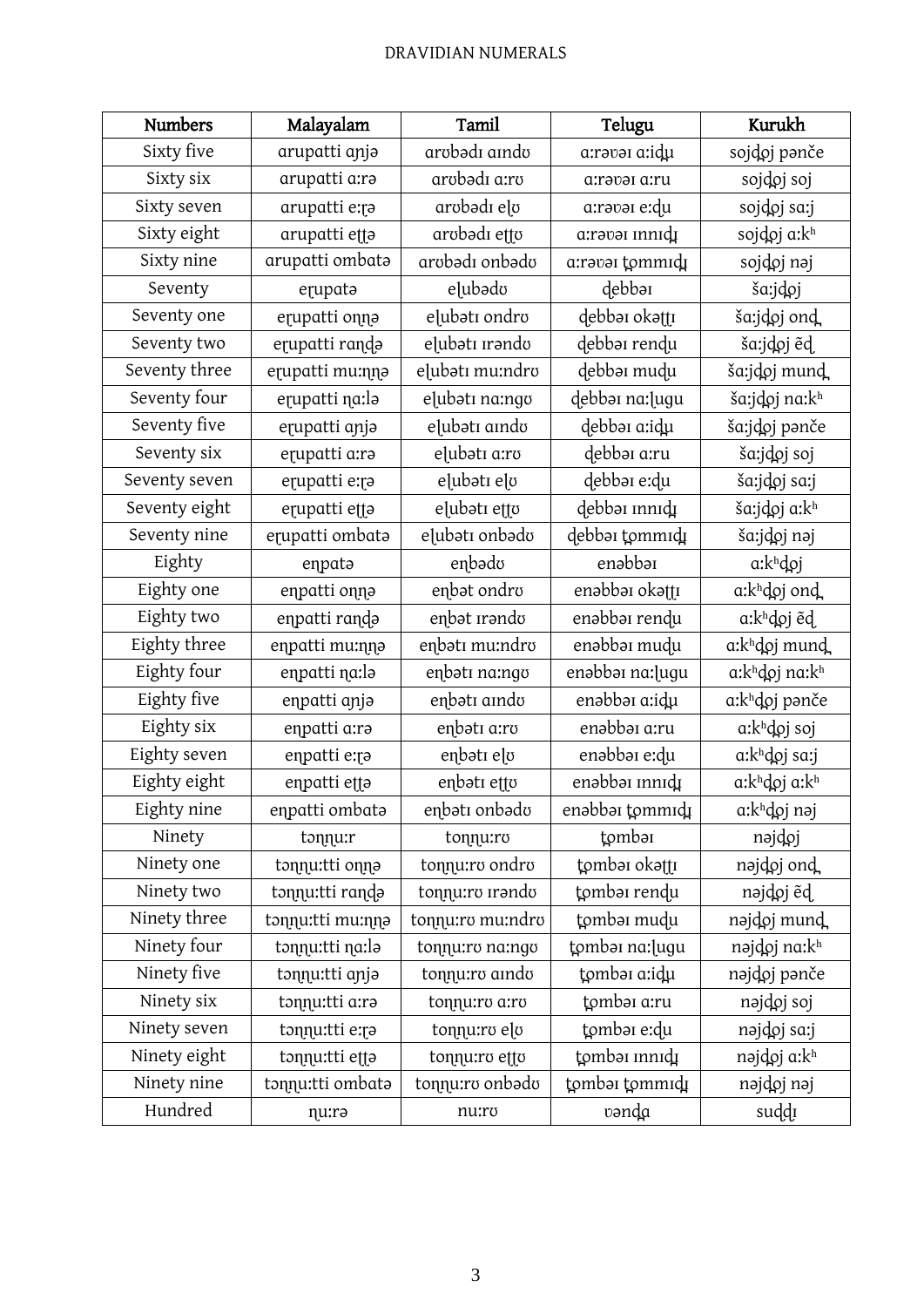| Numbers | Malayalam | Tamil | Telugu | Kurukh |
|---|---|---|---|---|
| Sixty five | arupatti aɲjə | arʊbədɪ aɪndʊ | a:rəʊəɪ a:idʉ | sojdo̞j pənče |
| Sixty six | arupatti a:rə | arʊbədɪ a:rʊ | a:rəʊəɪ a:ru | sojdo̞j soj |
| Sixty seven | arupatti e:ɽə | arʊbədɪ eɭʊ | a:rəʊəɪ e:ɖu | sojdo̞j sa:j |
| Sixty eight | arupatti eʈʈə | arʊbədɪ eʈʈʊ | a:rəʊəɪ ɪnnɪɖʉ | sojdo̞j a:kʰ |
| Sixty nine | arupatti ombatə | arʊbədɪ onbədʊ | a:rəʊəɪ t̪ommɪɖʉ | sojdo̞j nəj |
| Seventy | eɽupatə | eɭubədʊ | ɖebbəɪ | ša:jdo̞j |
| Seventy one | eɽupatti oɳɳə | eɭubətɪ ondrʊ | ɖebbəɪ okəʈʈɪ | ša:jdo̞j onɖ |
| Seventy two | eɽupatti raɳɖə | eɭubətɪ ɪrəndʊ | ɖebbəɪ renɖu | ša:jdo̞j ẽɖ |
| Seventy three | eɽupatti mu:ɳɳə | eɭubətɪ mu:ndrʊ | ɖebbəɪ muɖu | ša:jdo̞j munɖ |
| Seventy four | eɽupatti ɳa:lə | eɭubətɪ na:ngʊ | ɖebbəɪ na:ɭugu | ša:jdo̞j na:kʰ |
| Seventy five | eɽupatti aɲjə | eɭubətɪ aɪndʊ | ɖebbəɪ a:idʉ | ša:jdo̞j pənče |
| Seventy six | eɽupatti a:rə | eɭubətɪ a:rʊ | ɖebbəɪ a:ru | ša:jdo̞j soj |
| Seventy seven | eɽupatti e:ɽə | eɭubətɪ eɭʊ | ɖebbəɪ e:ɖu | ša:jdo̞j sa:j |
| Seventy eight | eɽupatti eʈʈə | eɭubətɪ eʈʈʊ | ɖebbəɪ ɪnnɪɖʉ | ša:jdo̞j a:kʰ |
| Seventy nine | eɽupatti ombatə | eɭubətɪ onbədʊ | ɖebbəɪ t̪ommɪɖʉ | ša:jdo̞j nəj |
| Eighty | eɳpatə | eɳbədʊ | enəbbəɪ | a:kʰdo̞j |
| Eighty one | eɳpatti oɳɳə | eɳbət ondrʊ | enəbbəɪ okəʈʈɪ | a:kʰdo̞j onɖ |
| Eighty two | eɳpatti raɳɖə | eɳbət ɪrəndʊ | enəbbəɪ renɖu | a:kʰdo̞j ẽɖ |
| Eighty three | eɳpatti mu:ɳɳə | eɳbətɪ mu:ndrʊ | enəbbəɪ muɖu | a:kʰdo̞j munɖ |
| Eighty four | eɳpatti ɳa:lə | eɳbətɪ na:ngʊ | enəbbəɪ na:ɭugu | a:kʰdo̞j na:kʰ |
| Eighty five | eɳpatti aɲjə | eɳbətɪ aɪndʊ | enəbbəɪ a:idʉ | a:kʰdo̞j pənče |
| Eighty six | eɳpatti a:rə | eɳbətɪ a:rʊ | enəbbəɪ a:ru | a:kʰdo̞j soj |
| Eighty seven | eɳpatti e:ɽə | eɳbətɪ eɭʊ | enəbbəɪ e:ɖu | a:kʰdo̞j sa:j |
| Eighty eight | eɳpatti eʈʈə | eɳbətɪ eʈʈʊ | enəbbəɪ ɪnnɪɖʉ | a:kʰdo̞j a:kʰ |
| Eighty nine | eɳpatti ombatə | eɳbətɪ onbədʊ | enəbbəɪ t̪ommɪɖʉ | a:kʰdo̞j nəj |
| Ninety | t̪əɳɳu:r | toɳɳu:rʊ | t̪ombəɪ | nəjdo̞j |
| Ninety one | t̪əɳɳu:tti oɳɳə | toɳɳu:rʊ ondrʊ | t̪ombəɪ okəʈʈɪ | nəjdo̞j onɖ |
| Ninety two | t̪əɳɳu:tti raɳɖə | toɳɳu:rʊ ɪrəndʊ | t̪ombəɪ renɖu | nəjdo̞j ẽɖ |
| Ninety three | t̪əɳɳu:tti mu:ɳɳə | toɳɳu:rʊ mu:ndrʊ | t̪ombəɪ muɖu | nəjdo̞j munɖ |
| Ninety four | t̪əɳɳu:tti ɳa:lə | toɳɳu:rʊ na:ngʊ | t̪ombəɪ na:ɭugu | nəjdo̞j na:kʰ |
| Ninety five | t̪əɳɳu:tti aɲjə | toɳɳu:rʊ aɪndʊ | t̪ombəɪ a:idʉ | nəjdo̞j pənče |
| Ninety six | t̪əɳɳu:tti a:rə | toɳɳu:rʊ a:rʊ | t̪ombəɪ a:ru | nəjdo̞j soj |
| Ninety seven | t̪əɳɳu:tti e:ɽə | toɳɳu:rʊ eɭʊ | t̪ombəɪ e:ɖu | nəjdo̞j sa:j |
| Ninety eight | t̪əɳɳu:tti eʈʈə | toɳɳu:rʊ eʈʈʊ | t̪ombəɪ ɪnnɪɖʉ | nəjdo̞j a:kʰ |
| Ninety nine | t̪əɳɳu:tti ombatə | toɳɳu:rʊ onbədʊ | t̪ombəɪ t̪ommɪɖʉ | nəjdo̞j nəj |
| Hundred | ɳu:rə | nu:rʊ | ʊənɖa | suɖɖɪ |